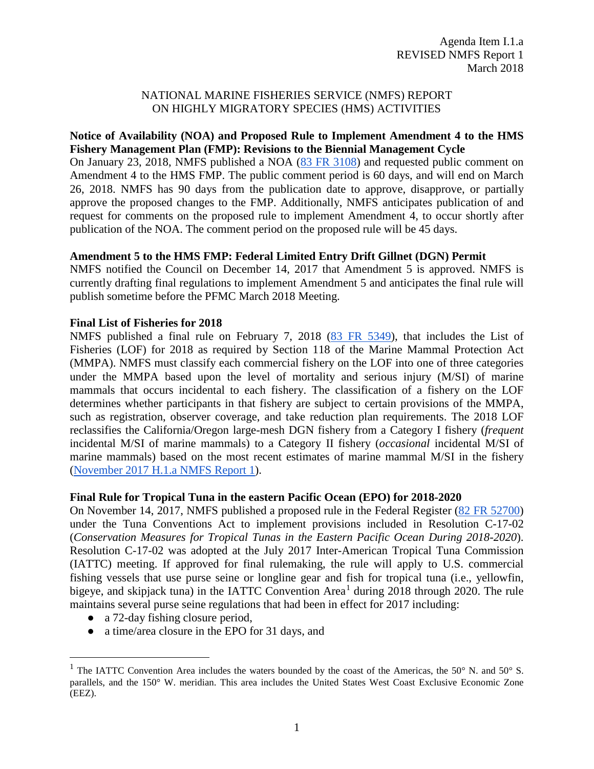Agenda Item I.1.a
REVISED NMFS Report 1
March 2018

# NATIONAL MARINE FISHERIES SERVICE (NMFS) REPORT ON HIGHLY MIGRATORY SPECIES (HMS) ACTIVITIES

**Notice of Availability (NOA) and Proposed Rule to Implement Amendment 4 to the HMS Fishery Management Plan (FMP): Revisions to the Biennial Management Cycle**

On January 23, 2018, NMFS published a NOA ([83 FR 3108]()) and requested public comment on Amendment 4 to the HMS FMP. The public comment period is 60 days, and will end on March 26, 2018. NMFS has 90 days from the publication date to approve, disapprove, or partially approve the proposed changes to the FMP. Additionally, NMFS anticipates publication of and request for comments on the proposed rule to implement Amendment 4, to occur shortly after publication of the NOA. The comment period on the proposed rule will be 45 days.

**Amendment 5 to the HMS FMP: Federal Limited Entry Drift Gillnet (DGN) Permit**

NMFS notified the Council on December 14, 2017 that Amendment 5 is approved. NMFS is currently drafting final regulations to implement Amendment 5 and anticipates the final rule will publish sometime before the PFMC March 2018 Meeting.

**Final List of Fisheries for 2018**

NMFS published a final rule on February 7, 2018 ([83 FR 5349]()), that includes the List of Fisheries (LOF) for 2018 as required by Section 118 of the Marine Mammal Protection Act (MMPA). NMFS must classify each commercial fishery on the LOF into one of three categories under the MMPA based upon the level of mortality and serious injury (M/SI) of marine mammals that occurs incidental to each fishery. The classification of a fishery on the LOF determines whether participants in that fishery are subject to certain provisions of the MMPA, such as registration, observer coverage, and take reduction plan requirements. The 2018 LOF reclassifies the California/Oregon large-mesh DGN fishery from a Category I fishery (*frequent* incidental M/SI of marine mammals) to a Category II fishery (*occasional* incidental M/SI of marine mammals) based on the most recent estimates of marine mammal M/SI in the fishery ([November 2017 H.1.a NMFS Report 1]()).

**Final Rule for Tropical Tuna in the eastern Pacific Ocean (EPO) for 2018-2020**

On November 14, 2017, NMFS published a proposed rule in the Federal Register ([82 FR 52700]()) under the Tuna Conventions Act to implement provisions included in Resolution C-17-02 (*Conservation Measures for Tropical Tunas in the Eastern Pacific Ocean During 2018-2020*). Resolution C-17-02 was adopted at the July 2017 Inter-American Tropical Tuna Commission (IATTC) meeting. If approved for final rulemaking, the rule will apply to U.S. commercial fishing vessels that use purse seine or longline gear and fish for tropical tuna (i.e., yellowfin, bigeye, and skipjack tuna) in the IATTC Convention Area[1] during 2018 through 2020. The rule maintains several purse seine regulations that had been in effect for 2017 including:

- a 72-day fishing closure period,
- a time/area closure in the EPO for 31 days, and

[1] The IATTC Convention Area includes the waters bounded by the coast of the Americas, the 50° N. and 50° S. parallels, and the 150° W. meridian. This area includes the United States West Coast Exclusive Economic Zone (EEZ).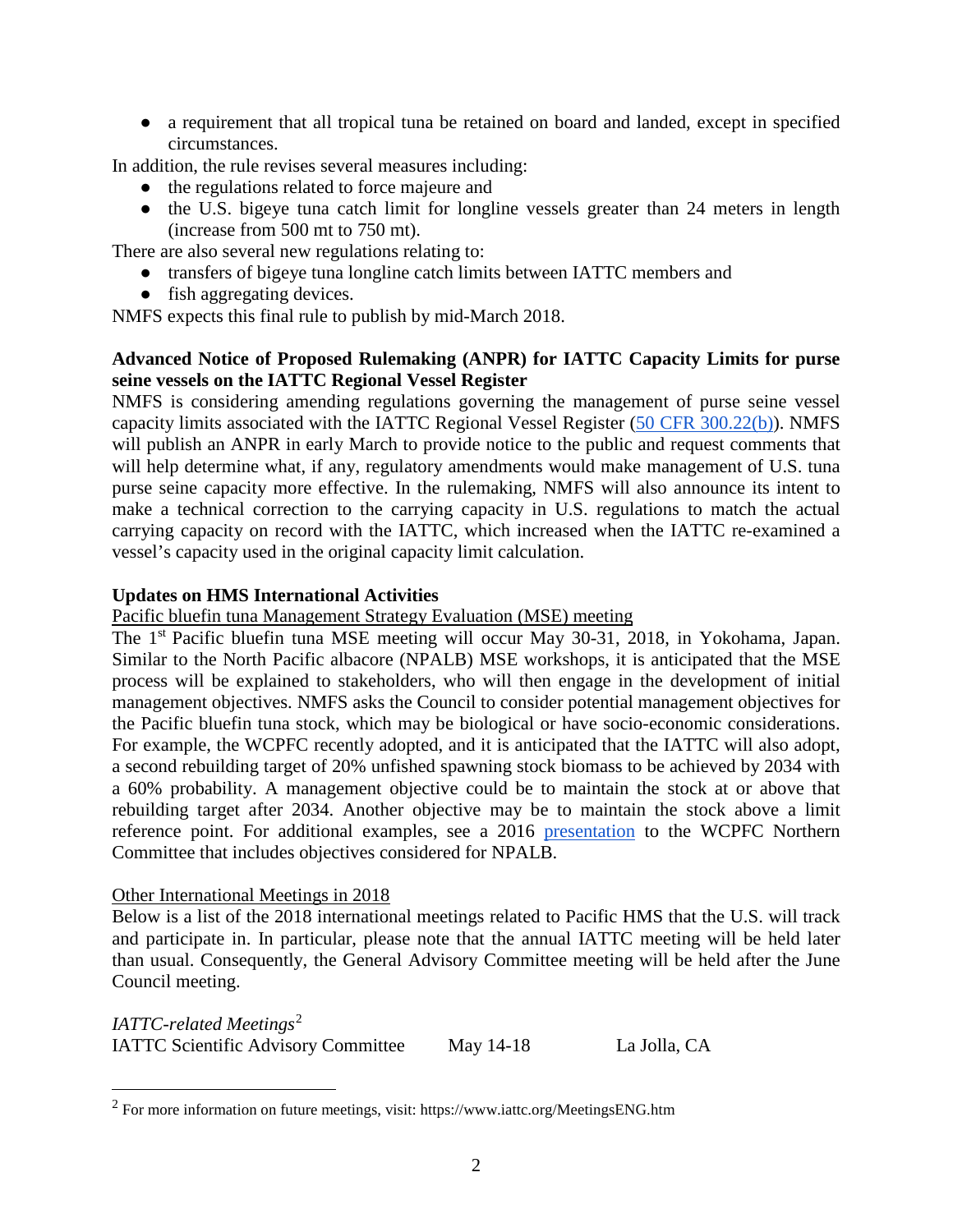- a requirement that all tropical tuna be retained on board and landed, except in specified circumstances.

In addition, the rule revises several measures including:

- the regulations related to force majeure and
- the U.S. bigeye tuna catch limit for longline vessels greater than 24 meters in length (increase from 500 mt to 750 mt).

There are also several new regulations relating to:

- transfers of bigeye tuna longline catch limits between IATTC members and
- fish aggregating devices.

NMFS expects this final rule to publish by mid-March 2018.

**Advanced Notice of Proposed Rulemaking (ANPR) for IATTC Capacity Limits for purse seine vessels on the IATTC Regional Vessel Register**

NMFS is considering amending regulations governing the management of purse seine vessel capacity limits associated with the IATTC Regional Vessel Register (50 CFR 300.22(b)). NMFS will publish an ANPR in early March to provide notice to the public and request comments that will help determine what, if any, regulatory amendments would make management of U.S. tuna purse seine capacity more effective. In the rulemaking, NMFS will also announce its intent to make a technical correction to the carrying capacity in U.S. regulations to match the actual carrying capacity on record with the IATTC, which increased when the IATTC re-examined a vessel's capacity used in the original capacity limit calculation.

**Updates on HMS International Activities**

Pacific bluefin tuna Management Strategy Evaluation (MSE) meeting

The 1st Pacific bluefin tuna MSE meeting will occur May 30-31, 2018, in Yokohama, Japan. Similar to the North Pacific albacore (NPALB) MSE workshops, it is anticipated that the MSE process will be explained to stakeholders, who will then engage in the development of initial management objectives. NMFS asks the Council to consider potential management objectives for the Pacific bluefin tuna stock, which may be biological or have socio-economic considerations. For example, the WCPFC recently adopted, and it is anticipated that the IATTC will also adopt, a second rebuilding target of 20% unfished spawning stock biomass to be achieved by 2034 with a 60% probability. A management objective could be to maintain the stock at or above that rebuilding target after 2034. Another objective may be to maintain the stock above a limit reference point. For additional examples, see a 2016 presentation to the WCPFC Northern Committee that includes objectives considered for NPALB.

Other International Meetings in 2018

Below is a list of the 2018 international meetings related to Pacific HMS that the U.S. will track and participate in. In particular, please note that the annual IATTC meeting will be held later than usual. Consequently, the General Advisory Committee meeting will be held after the June Council meeting.

*IATTC-related Meetings*[2]

| | | |
|---|---|---|
| IATTC Scientific Advisory Committee | May 14-18 | La Jolla, CA |

[2] For more information on future meetings, visit: https://www.iattc.org/MeetingsENG.htm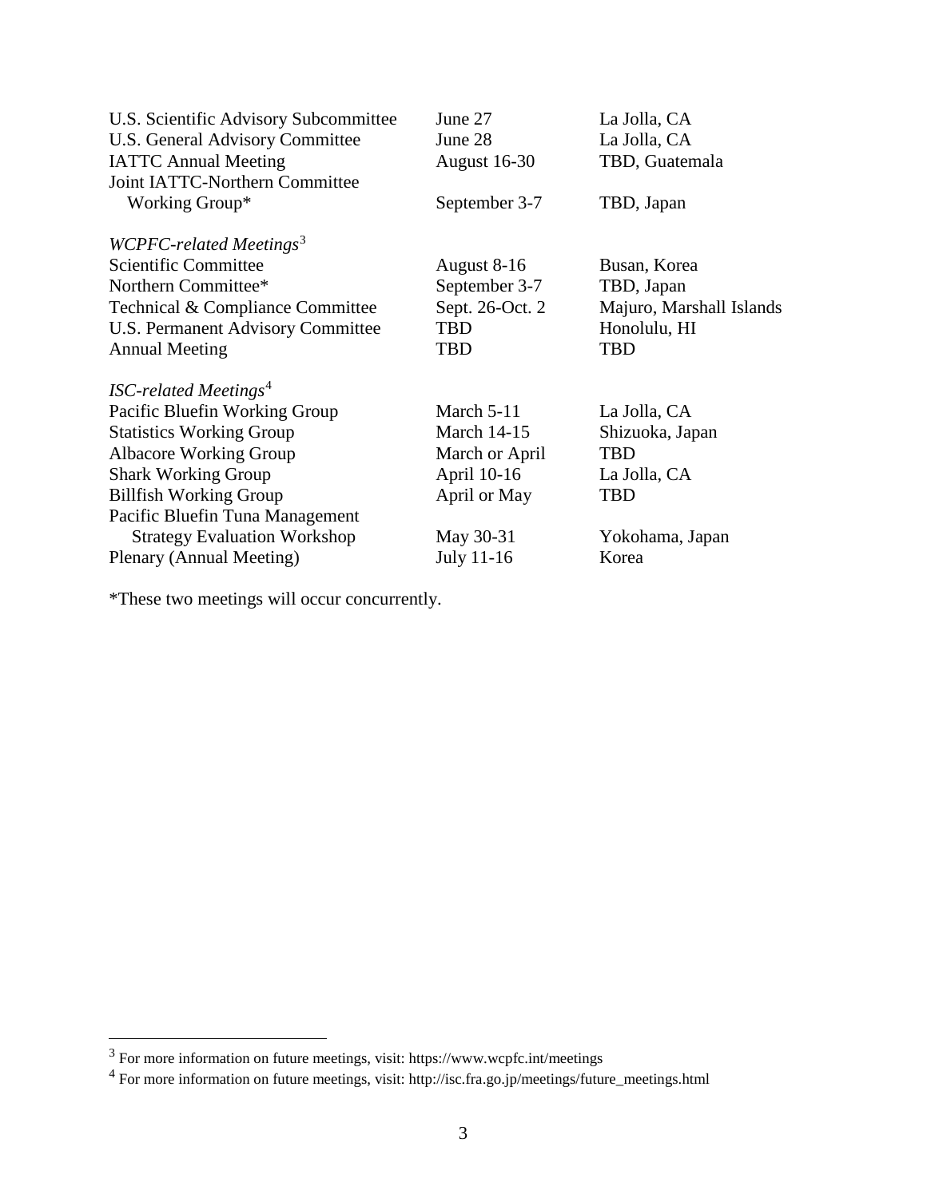| | | |
|---|---|---|
| U.S. Scientific Advisory Subcommittee | June 27 | La Jolla, CA |
| U.S. General Advisory Committee | June 28 | La Jolla, CA |
| IATTC Annual Meeting | August 16-30 | TBD, Guatemala |
| Joint IATTC-Northern Committee Working Group* | September 3-7 | TBD, Japan |
| *WCPFC-related Meetings*[3] | | |
| Scientific Committee | August 8-16 | Busan, Korea |
| Northern Committee* | September 3-7 | TBD, Japan |
| Technical & Compliance Committee | Sept. 26-Oct. 2 | Majuro, Marshall Islands |
| U.S. Permanent Advisory Committee | TBD | Honolulu, HI |
| Annual Meeting | TBD | TBD |
| *ISC-related Meetings*[4] | | |
| Pacific Bluefin Working Group | March 5-11 | La Jolla, CA |
| Statistics Working Group | March 14-15 | Shizuoka, Japan |
| Albacore Working Group | March or April | TBD |
| Shark Working Group | April 10-16 | La Jolla, CA |
| Billfish Working Group | April or May | TBD |
| Pacific Bluefin Tuna Management Strategy Evaluation Workshop | May 30-31 | Yokohama, Japan |
| Plenary (Annual Meeting) | July 11-16 | Korea |

*These two meetings will occur concurrently.

[3] For more information on future meetings, visit: https://www.wcpfc.int/meetings

[4] For more information on future meetings, visit: http://isc.fra.go.jp/meetings/future_meetings.html